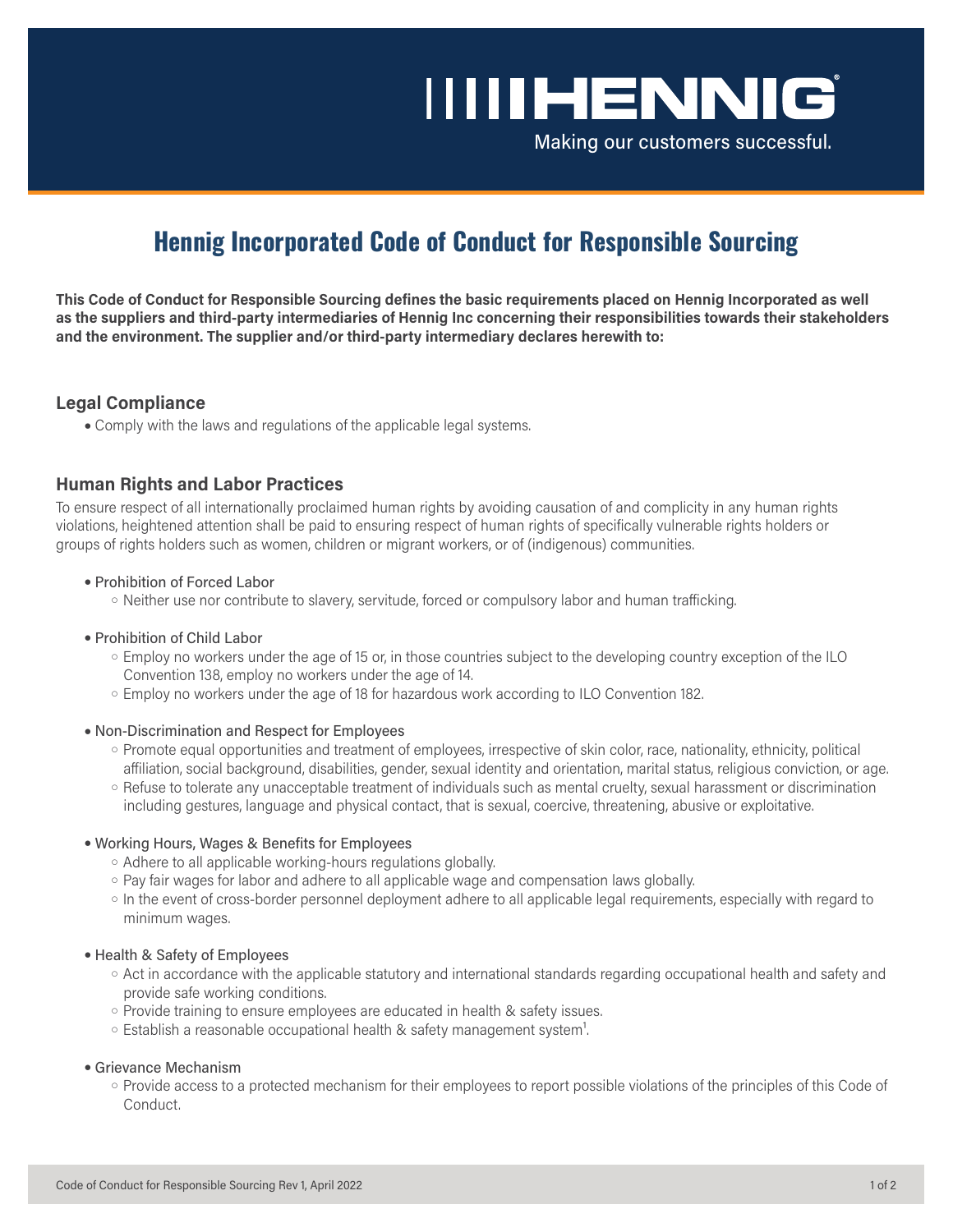# Hennig Incorporated Code of Conduct for Responsible Sourcing

**This Code of Conduct for Responsible Sourcing defines the basic requirements placed on Hennig Incorporated as well as the suppliers and third-party intermediaries of Hennig Inc concerning their responsibilities towards their stakeholders and the environment. The supplier and/or third-party intermediary declares herewith to:**

## Legal Compliance

- Comply with the laws and regulations of the applicable legal systems.

## Human Rights and Labor Practices

To ensure respect of all internationally proclaimed human rights by avoiding causation of and complicity in any human rights violations, heightened attention shall be paid to ensuring respect of human rights of specifically vulnerable rights holders or groups of rights holders such as women, children or migrant workers, or of (indigenous) communities.

- Prohibition of Forced Labor
  - Neither use nor contribute to slavery, servitude, forced or compulsory labor and human trafficking.
- Prohibition of Child Labor
  - Employ no workers under the age of 15 or, in those countries subject to the developing country exception of the ILO Convention 138, employ no workers under the age of 14.
  - Employ no workers under the age of 18 for hazardous work according to ILO Convention 182.
- Non-Discrimination and Respect for Employees
  - Promote equal opportunities and treatment of employees, irrespective of skin color, race, nationality, ethnicity, political affiliation, social background, disabilities, gender, sexual identity and orientation, marital status, religious conviction, or age.
  - Refuse to tolerate any unacceptable treatment of individuals such as mental cruelty, sexual harassment or discrimination including gestures, language and physical contact, that is sexual, coercive, threatening, abusive or exploitative.
- Working Hours, Wages & Benefits for Employees
  - Adhere to all applicable working-hours regulations globally.
  - Pay fair wages for labor and adhere to all applicable wage and compensation laws globally.
  - In the event of cross-border personnel deployment adhere to all applicable legal requirements, especially with regard to minimum wages.
- Health & Safety of Employees
  - Act in accordance with the applicable statutory and international standards regarding occupational health and safety and provide safe working conditions.
  - Provide training to ensure employees are educated in health & safety issues.
  - Establish a reasonable occupational health & safety management system[1].
- Grievance Mechanism
  - Provide access to a protected mechanism for their employees to report possible violations of the principles of this Code of Conduct.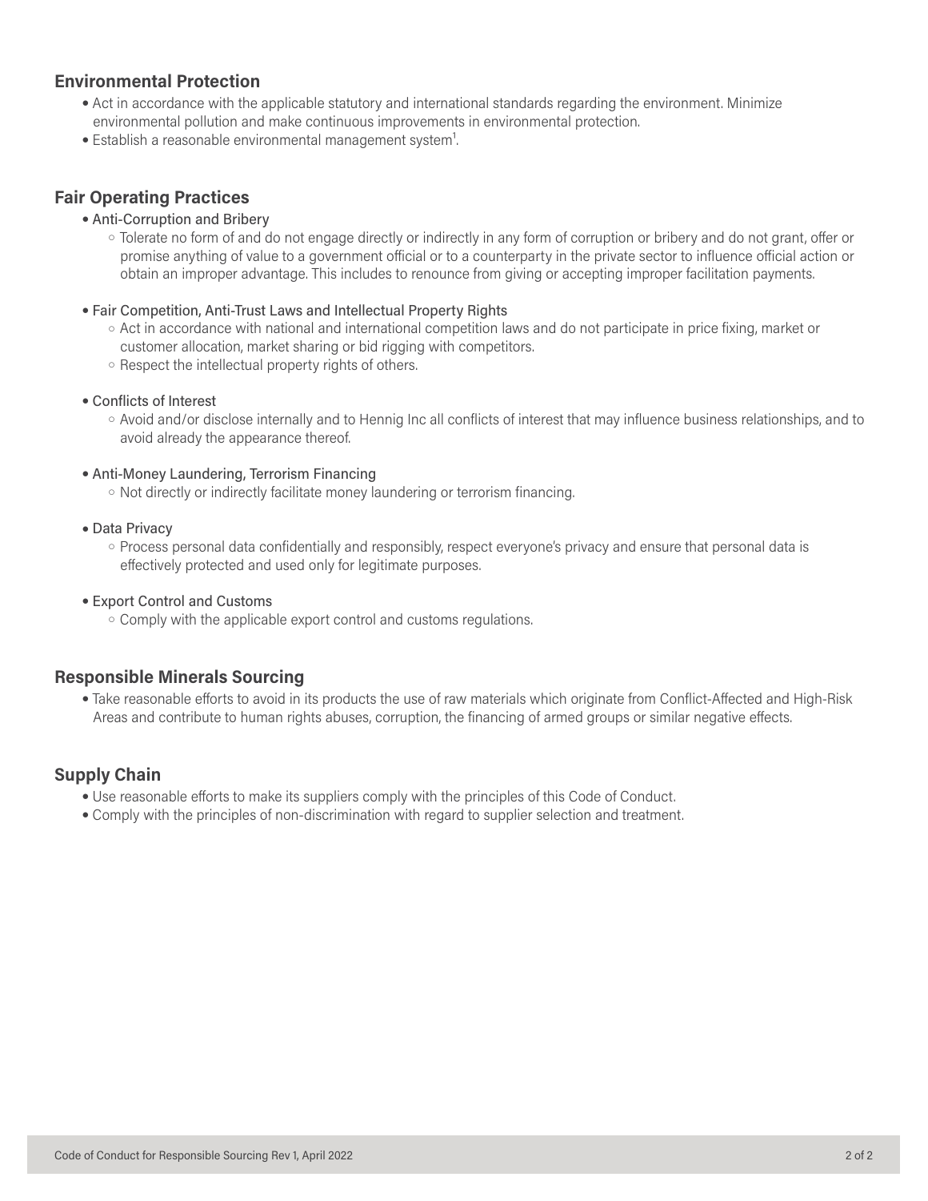## Environmental Protection

- Act in accordance with the applicable statutory and international standards regarding the environment. Minimize environmental pollution and make continuous improvements in environmental protection.
- Establish a reasonable environmental management system[1].

## Fair Operating Practices

- Anti-Corruption and Bribery
  - Tolerate no form of and do not engage directly or indirectly in any form of corruption or bribery and do not grant, offer or promise anything of value to a government official or to a counterparty in the private sector to influence official action or obtain an improper advantage. This includes to renounce from giving or accepting improper facilitation payments.
- Fair Competition, Anti-Trust Laws and Intellectual Property Rights
  - Act in accordance with national and international competition laws and do not participate in price fixing, market or customer allocation, market sharing or bid rigging with competitors.
  - Respect the intellectual property rights of others.
- Conflicts of Interest
  - Avoid and/or disclose internally and to Hennig Inc all conflicts of interest that may influence business relationships, and to avoid already the appearance thereof.
- Anti-Money Laundering, Terrorism Financing
  - Not directly or indirectly facilitate money laundering or terrorism financing.
- Data Privacy
  - Process personal data confidentially and responsibly, respect everyone's privacy and ensure that personal data is effectively protected and used only for legitimate purposes.
- Export Control and Customs
  - Comply with the applicable export control and customs regulations.

## Responsible Minerals Sourcing

- Take reasonable efforts to avoid in its products the use of raw materials which originate from Conflict-Affected and High-Risk Areas and contribute to human rights abuses, corruption, the financing of armed groups or similar negative effects.

## Supply Chain

- Use reasonable efforts to make its suppliers comply with the principles of this Code of Conduct.
- Comply with the principles of non-discrimination with regard to supplier selection and treatment.